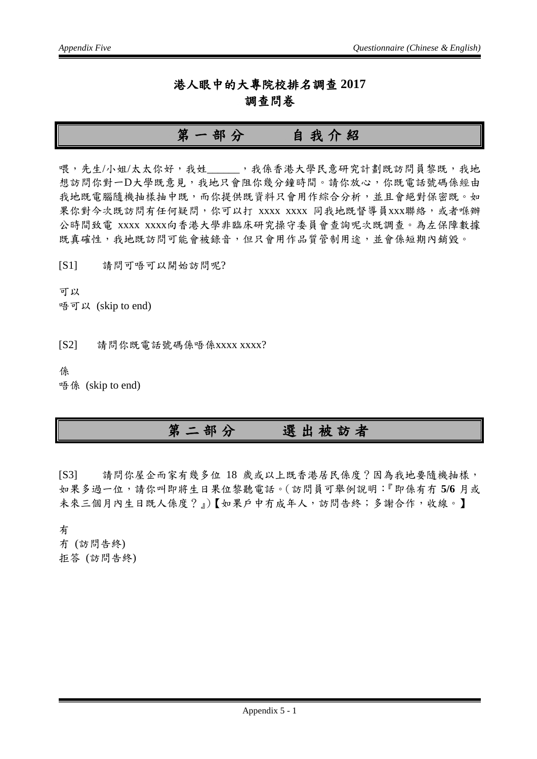# 港人眼中的大專院校排名調查 2017
# 調查問卷

## 第一部分　　自我介紹

喂，先生/小姐/太太你好，我姓______，我係香港大學民意研究計劃既訪問員黎既，我地想訪問你對一D大學既意見，我地只會阻你幾分鐘時間。請你放心，你既電話號碼係經由我地既電腦隨機抽樣抽中既，而你提供既資料只會用作綜合分析，並且會絕對保密既。如果你對今次既訪問有任何疑問，你可以打 xxxx xxxx 同我地既督導員xxx聯絡，或者喺辦公時間致電 xxxx xxxx向香港大學非臨床研究操守委員會查詢呢次既調查。為左保障數據既真確性，我地既訪問可能會被錄音，但只會用作品質管制用途，並會係短期內銷毀。

[S1]　　請問可唔可以開始訪問呢?

可以
唔可以 (skip to end)

[S2]　　請問你既電話號碼係唔係xxxx xxxx?

係
唔係 (skip to end)

## 第二部分　　選出被訪者

[S3]　　請問你屋企而家有幾多位 18 歲或以上既香港居民係度？因為我地要隨機抽樣，如果多過一位，請你叫即將生日果位黎聽電話。( 訪問員可舉例說明：『即係有冇 **5/6** 月或未來三個月內生日既人係度？』)【如果戶中冇成年人，訪問告終；多謝合作，收線。】

有
冇 (訪問告終)
拒答 (訪問告終)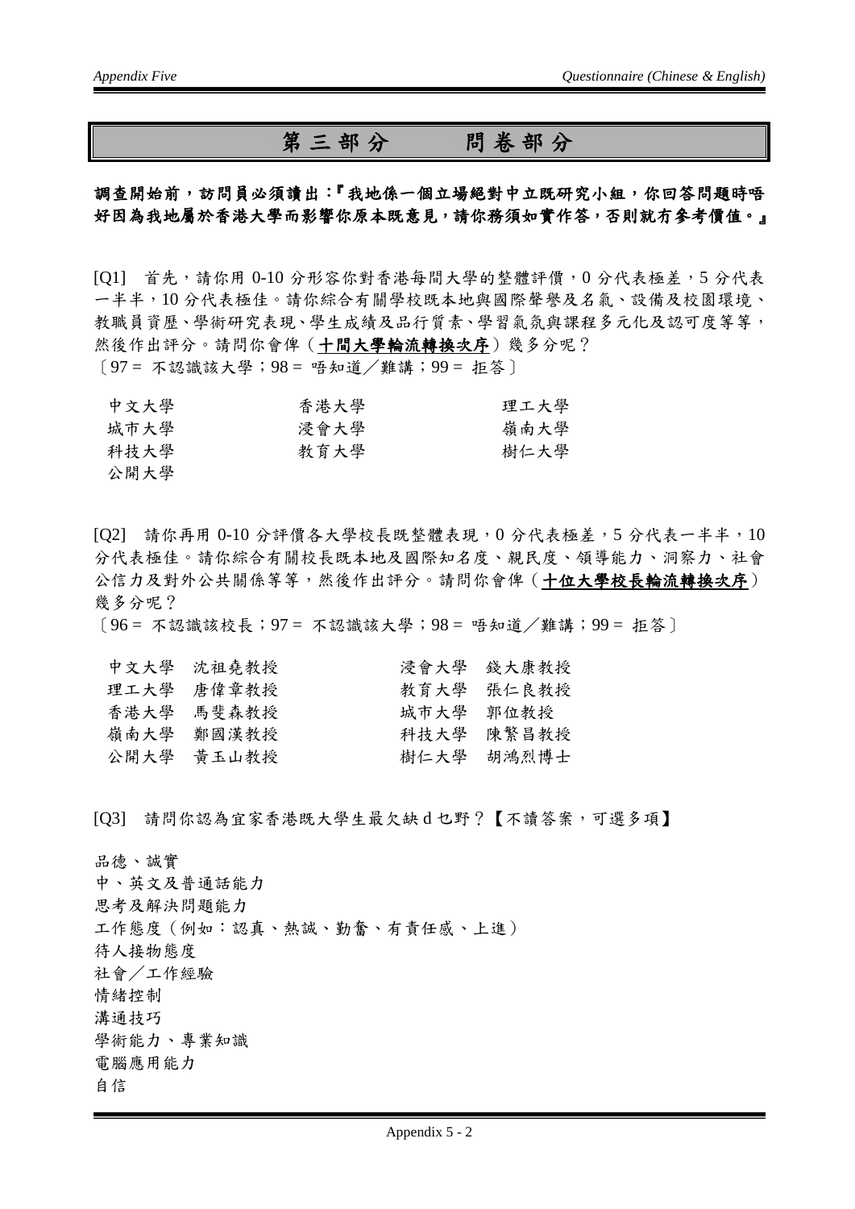# 第三部分　　問卷部分

**調查開始前，訪問員必須讀出：『我地係一個立場絕對中立既研究小組，你回答問題時唔好因為我地屬於香港大學而影響你原本既意見，請你務須如實作答，否則就冇參考價值。』**

[Q1]　首先，請你用 0-10 分形容你對香港每間大學的整體評價，0 分代表極差，5 分代表一半半，10 分代表極佳。請你綜合有關學校既本地與國際聲譽及名氣、設備及校園環境、教職員資歷、學術研究表現、學生成績及品行質素、學習氣氛與課程多元化及認可度等等，然後作出評分。請問你會俾（**<u>十間大學輪流轉換次序</u>**）幾多分呢？
〔97 = 不認識該大學；98 = 唔知道／難講；99 = 拒答〕

| | | |
|---|---|---|
| 中文大學 | 香港大學 | 理工大學 |
| 城市大學 | 浸會大學 | 嶺南大學 |
| 科技大學 | 教育大學 | 樹仁大學 |
| 公開大學 | | |

[Q2]　請你再用 0-10 分評價各大學校長既整體表現，0 分代表極差，5 分代表一半半，10 分代表極佳。請你綜合有關校長既本地及國際知名度、親民度、領導能力、洞察力、社會公信力及對外公共關係等等，然後作出評分。請問你會俾（**<u>十位大學校長輪流轉換次序</u>**）幾多分呢？
〔96 = 不認識該校長；97 = 不認識該大學；98 = 唔知道／難講；99 = 拒答〕

| | |
|---|---|
| 中文大學　沈祖堯教授 | 浸會大學　錢大康教授 |
| 理工大學　唐偉章教授 | 教育大學　張仁良教授 |
| 香港大學　馬斐森教授 | 城市大學　郭位教授 |
| 嶺南大學　鄭國漢教授 | 科技大學　陳繁昌教授 |
| 公開大學　黃玉山教授 | 樹仁大學　胡鴻烈博士 |

[Q3]　請問你認為宜家香港既大學生最欠缺 d 乜野？【不讀答案，可選多項】

品德、誠實
中、英文及普通話能力
思考及解決問題能力
工作態度（例如：認真、熱誠、勤奮、有責任感、上進）
待人接物態度
社會／工作經驗
情緒控制
溝通技巧
學術能力、專業知識
電腦應用能力
自信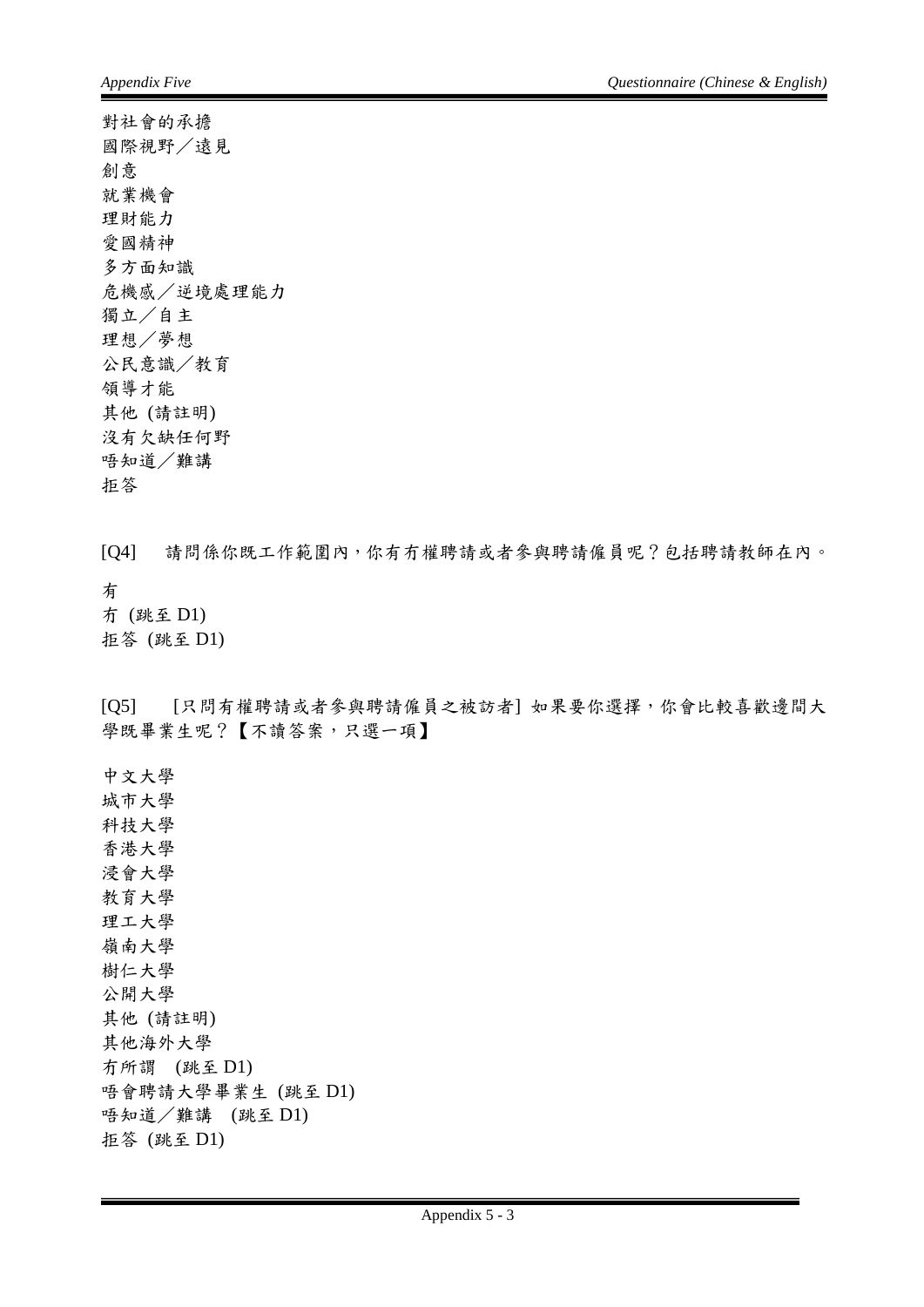對社會的承擔
國際視野／遠見
創意
就業機會
理財能力
愛國精神
多方面知識
危機感／逆境處理能力
獨立／自主
理想／夢想
公民意識／教育
領導才能
其他 (請註明)
沒有欠缺任何野
唔知道／難講
拒答

[Q4] 請問係你既工作範圍內，你有冇權聘請或者參與聘請僱員呢？包括聘請教師在內。

有
冇 (跳至 D1)
拒答 (跳至 D1)

[Q5] [只問有權聘請或者參與聘請僱員之被訪者] 如果要你選擇，你會比較喜歡邊間大學既畢業生呢？【不讀答案，只選一項】

中文大學
城市大學
科技大學
香港大學
浸會大學
教育大學
理工大學
嶺南大學
樹仁大學
公開大學
其他 (請註明)
其他海外大學
冇所謂 (跳至 D1)
唔會聘請大學畢業生 (跳至 D1)
唔知道／難講 (跳至 D1)
拒答 (跳至 D1)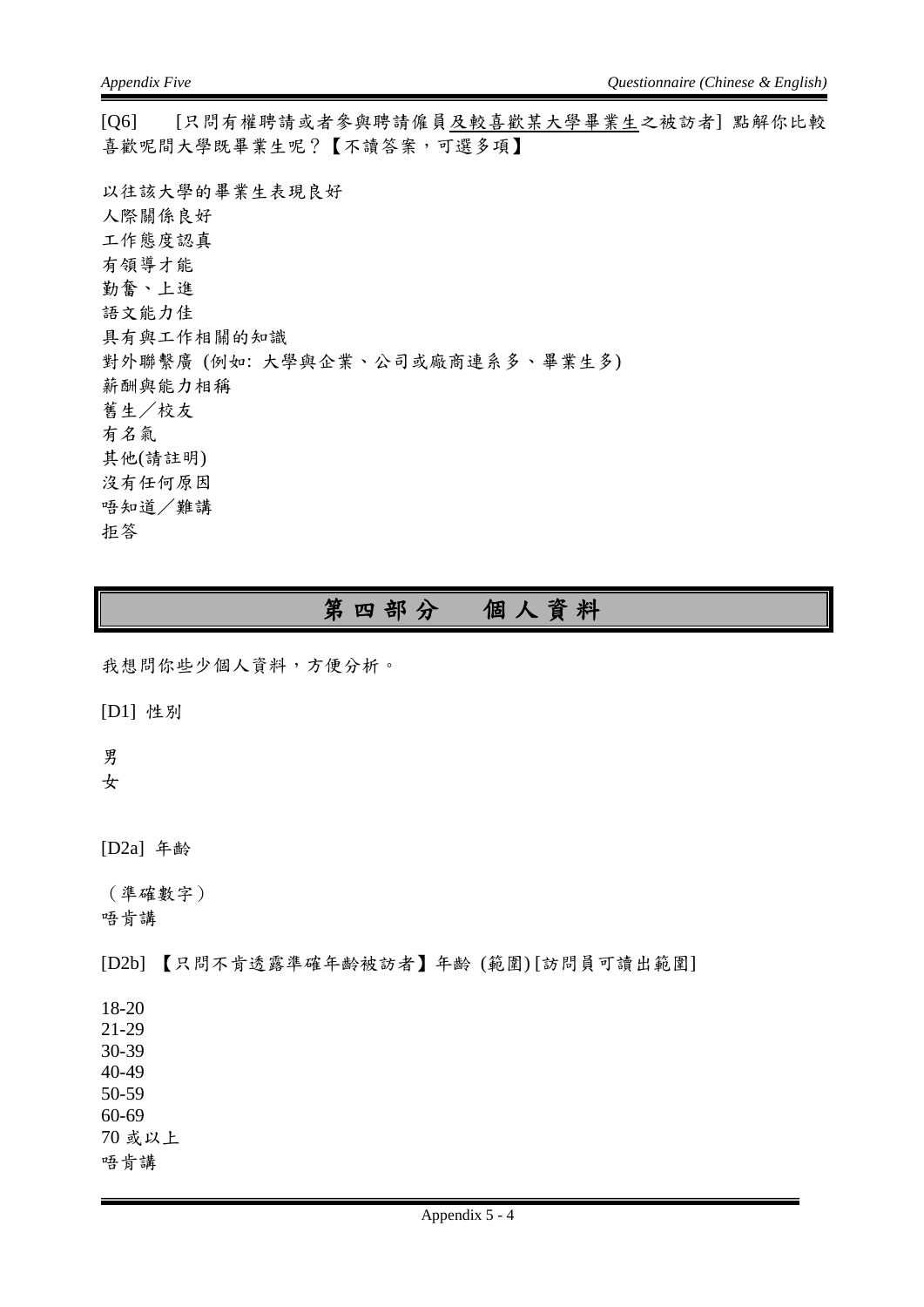[Q6] [只問有權聘請或者參與聘請僱員及較喜歡某大學畢業生之被訪者] 點解你比較喜歡呢間大學既畢業生呢？【不讀答案，可選多項】

以往該大學的畢業生表現良好
人際關係良好
工作態度認真
有領導才能
勤奮、上進
語文能力佳
具有與工作相關的知識
對外聯繫廣 (例如: 大學與企業、公司或廠商連系多、畢業生多)
薪酬與能力相稱
舊生／校友
有名氣
其他(請註明)
沒有任何原因
唔知道／難講
拒答

# 第四部分　個人資料

我想問你些少個人資料，方便分析。

[D1] 性別

男
女

[D2a] 年齡

（準確數字）
唔肯講

[D2b] 【只問不肯透露準確年齡被訪者】年齡 (範圍) [訪問員可讀出範圍]

18-20
21-29
30-39
40-49
50-59
60-69
70 或以上
唔肯講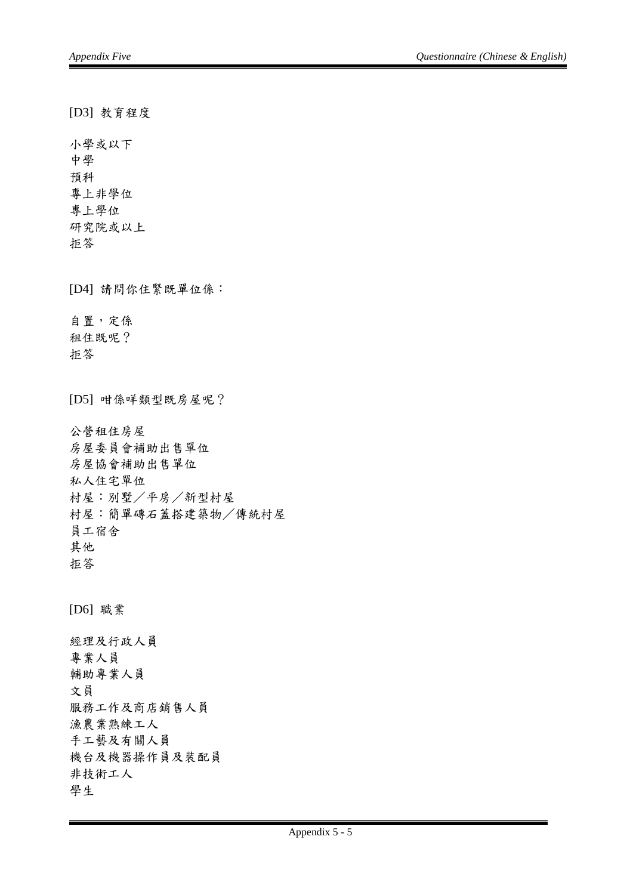[D3] 教育程度

小學或以下
中學
預科
專上非學位
專上學位
研究院或以上
拒答

[D4] 請問你住緊既單位係：

自置，定係
租住既呢？
拒答

[D5] 咁係咩類型既房屋呢？

公營租住房屋
房屋委員會補助出售單位
房屋協會補助出售單位
私人住宅單位
村屋：別墅／平房／新型村屋
村屋：簡單磚石蓋搭建築物／傳統村屋
員工宿舍
其他
拒答

[D6] 職業

經理及行政人員
專業人員
輔助專業人員
文員
服務工作及商店銷售人員
漁農業熟練工人
手工藝及有關人員
機台及機器操作員及裝配員
非技術工人
學生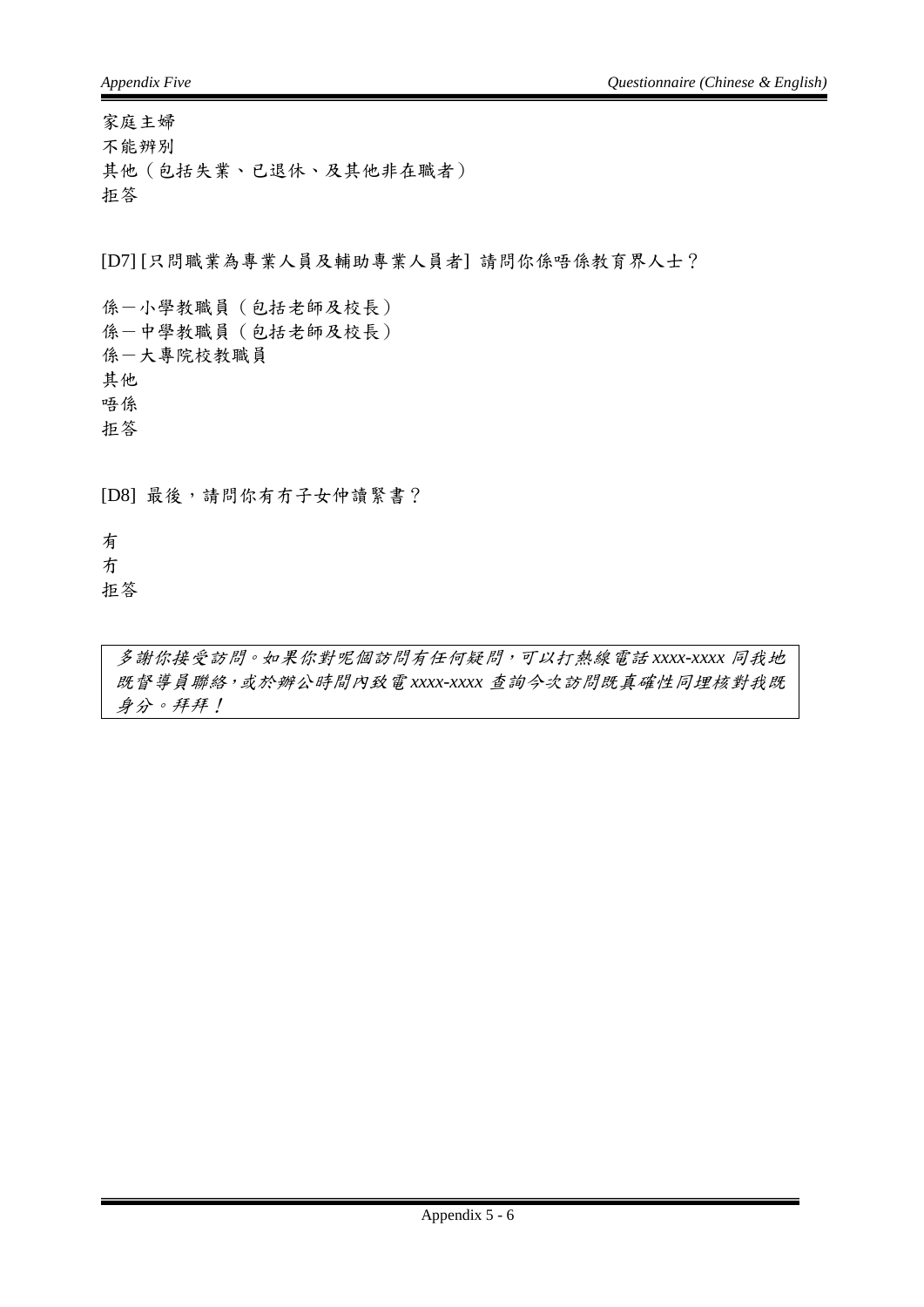家庭主婦
不能辨別
其他（包括失業、已退休、及其他非在職者）
拒答

[D7] [只問職業為專業人員及輔助專業人員者] 請問你係唔係教育界人士？

係－小學教職員（包括老師及校長）
係－中學教職員（包括老師及校長）
係－大專院校教職員
其他
唔係
拒答

[D8] 最後，請問你有冇子女仲讀緊書？

有
冇
拒答

*多謝你接受訪問。如果你對呢個訪問有任何疑問，可以打熱線電話 xxxx-xxxx 同我地既督導員聯絡，或於辦公時間內致電 xxxx-xxxx 查詢今次訪問既真確性同埋核對我既身分。拜拜！*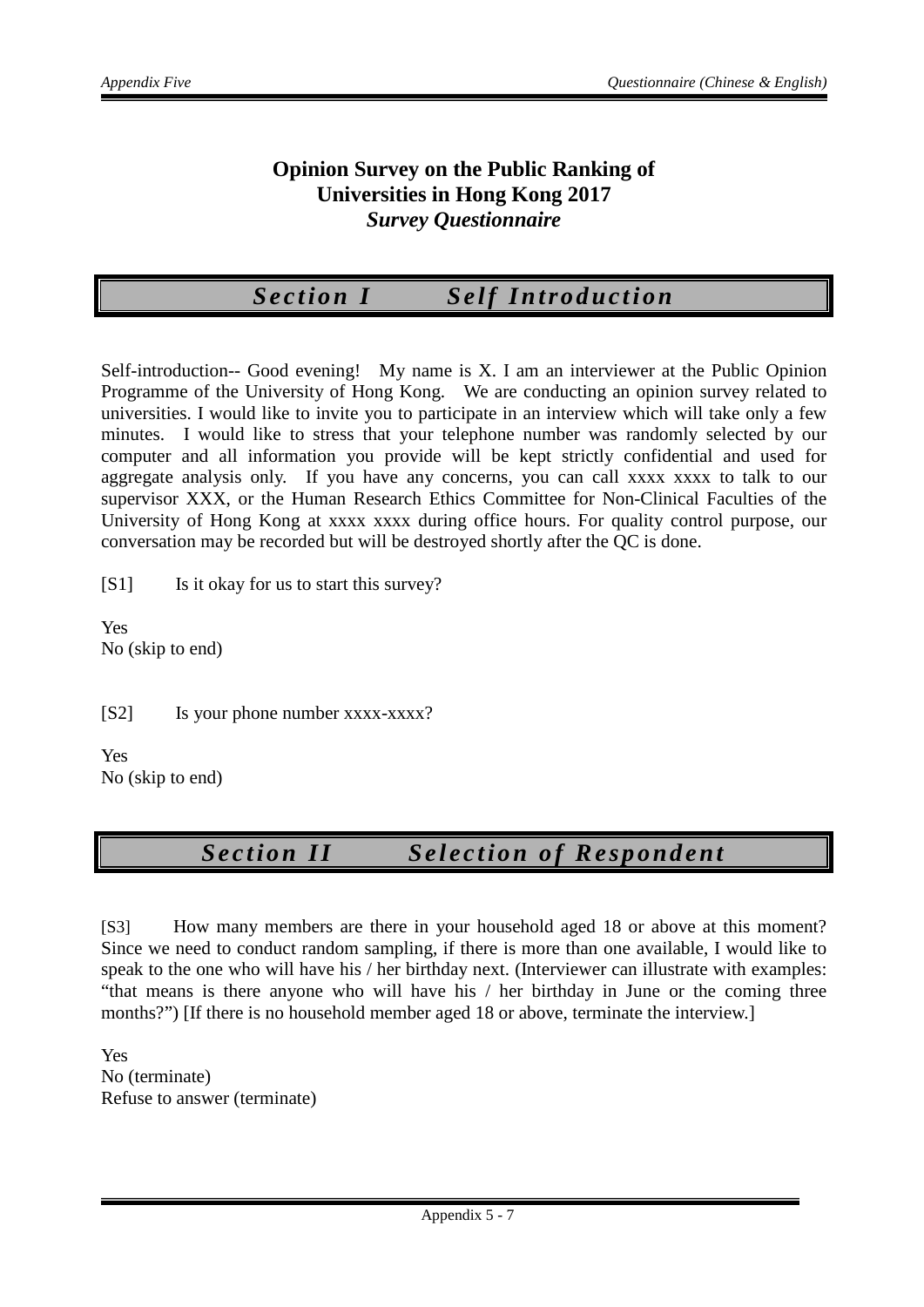# Opinion Survey on the Public Ranking of Universities in Hong Kong 2017

***Survey Questionnaire***

## *Section I Self Introduction*

Self-introduction-- Good evening! My name is X. I am an interviewer at the Public Opinion Programme of the University of Hong Kong. We are conducting an opinion survey related to universities. I would like to invite you to participate in an interview which will take only a few minutes. I would like to stress that your telephone number was randomly selected by our computer and all information you provide will be kept strictly confidential and used for aggregate analysis only. If you have any concerns, you can call xxxx xxxx to talk to our supervisor XXX, or the Human Research Ethics Committee for Non-Clinical Faculties of the University of Hong Kong at xxxx xxxx during office hours. For quality control purpose, our conversation may be recorded but will be destroyed shortly after the QC is done.

[S1] Is it okay for us to start this survey?

Yes
No (skip to end)

[S2] Is your phone number xxxx-xxxx?

Yes
No (skip to end)

## *Section II Selection of Respondent*

[S3] How many members are there in your household aged 18 or above at this moment? Since we need to conduct random sampling, if there is more than one available, I would like to speak to the one who will have his / her birthday next. (Interviewer can illustrate with examples: "that means is there anyone who will have his / her birthday in June or the coming three months?") [If there is no household member aged 18 or above, terminate the interview.]

Yes
No (terminate)
Refuse to answer (terminate)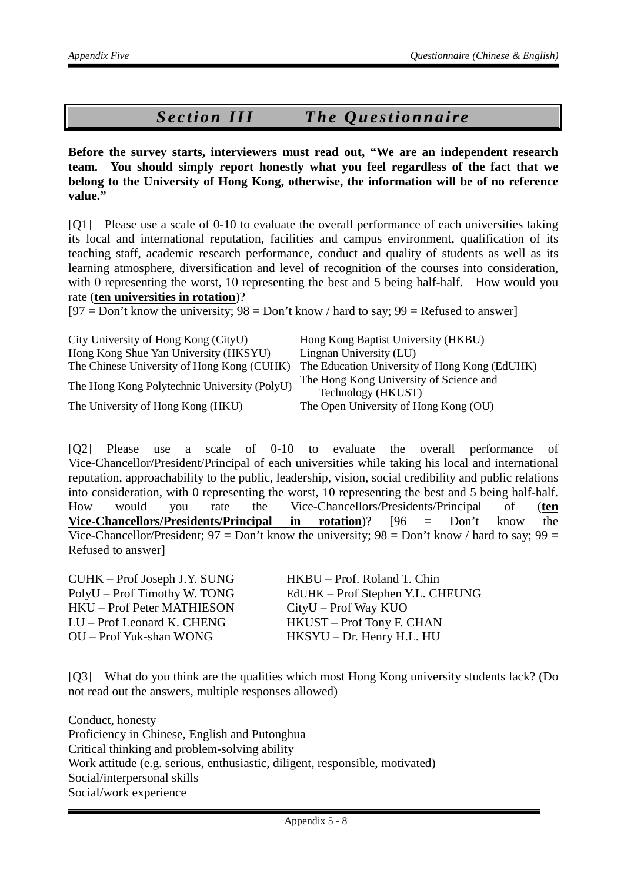# *Section III The Questionnaire*

**Before the survey starts, interviewers must read out, "We are an independent research team. You should simply report honestly what you feel regardless of the fact that we belong to the University of Hong Kong, otherwise, the information will be of no reference value."**

[Q1] Please use a scale of 0-10 to evaluate the overall performance of each universities taking its local and international reputation, facilities and campus environment, qualification of its teaching staff, academic research performance, conduct and quality of students as well as its learning atmosphere, diversification and level of recognition of the courses into consideration, with 0 representing the worst, 10 representing the best and 5 being half-half. How would you rate (**ten universities in rotation**)?
[97 = Don't know the university; 98 = Don't know / hard to say; 99 = Refused to answer]

City University of Hong Kong (CityU)
Hong Kong Baptist University (HKBU)
Hong Kong Shue Yan University (HKSYU)
Lingnan University (LU)
The Chinese University of Hong Kong (CUHK)
The Education University of Hong Kong (EdUHK)
The Hong Kong Polytechnic University (PolyU)
The Hong Kong University of Science and Technology (HKUST)
The University of Hong Kong (HKU)
The Open University of Hong Kong (OU)

[Q2] Please use a scale of 0-10 to evaluate the overall performance of Vice-Chancellor/President/Principal of each universities while taking his local and international reputation, approachability to the public, leadership, vision, social credibility and public relations into consideration, with 0 representing the worst, 10 representing the best and 5 being half-half. How would you rate the Vice-Chancellors/Presidents/Principal of (**ten Vice-Chancellors/Presidents/Principal in rotation**)? [96 = Don't know the Vice-Chancellor/President; 97 = Don't know the university; 98 = Don't know / hard to say; 99 = Refused to answer]

CUHK – Prof Joseph J.Y. SUNG
HKBU – Prof. Roland T. Chin
PolyU – Prof Timothy W. TONG
EdUHK – Prof Stephen Y.L. CHEUNG
HKU – Prof Peter MATHIESON
CityU – Prof Way KUO
LU – Prof Leonard K. CHENG
HKUST – Prof Tony F. CHAN
OU – Prof Yuk-shan WONG
HKSYU – Dr. Henry H.L. HU

[Q3] What do you think are the qualities which most Hong Kong university students lack? (Do not read out the answers, multiple responses allowed)

Conduct, honesty
Proficiency in Chinese, English and Putonghua
Critical thinking and problem-solving ability
Work attitude (e.g. serious, enthusiastic, diligent, responsible, motivated)
Social/interpersonal skills
Social/work experience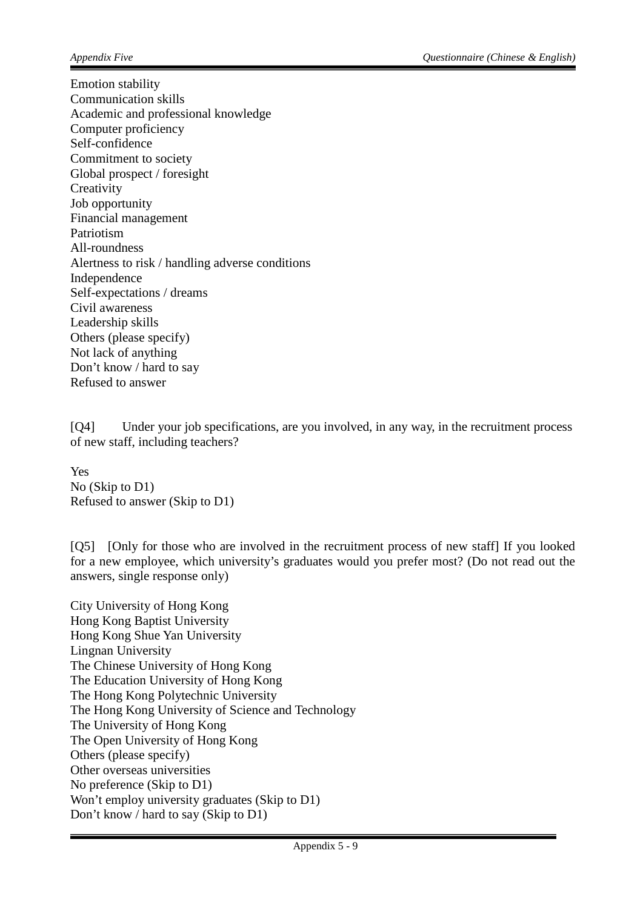Emotion stability
Communication skills
Academic and professional knowledge
Computer proficiency
Self-confidence
Commitment to society
Global prospect / foresight
Creativity
Job opportunity
Financial management
Patriotism
All-roundness
Alertness to risk / handling adverse conditions
Independence
Self-expectations / dreams
Civil awareness
Leadership skills
Others (please specify)
Not lack of anything
Don't know / hard to say
Refused to answer

[Q4] Under your job specifications, are you involved, in any way, in the recruitment process of new staff, including teachers?

Yes
No (Skip to D1)
Refused to answer (Skip to D1)

[Q5] [Only for those who are involved in the recruitment process of new staff] If you looked for a new employee, which university's graduates would you prefer most? (Do not read out the answers, single response only)

City University of Hong Kong
Hong Kong Baptist University
Hong Kong Shue Yan University
Lingnan University
The Chinese University of Hong Kong
The Education University of Hong Kong
The Hong Kong Polytechnic University
The Hong Kong University of Science and Technology
The University of Hong Kong
The Open University of Hong Kong
Others (please specify)
Other overseas universities
No preference (Skip to D1)
Won't employ university graduates (Skip to D1)
Don't know / hard to say (Skip to D1)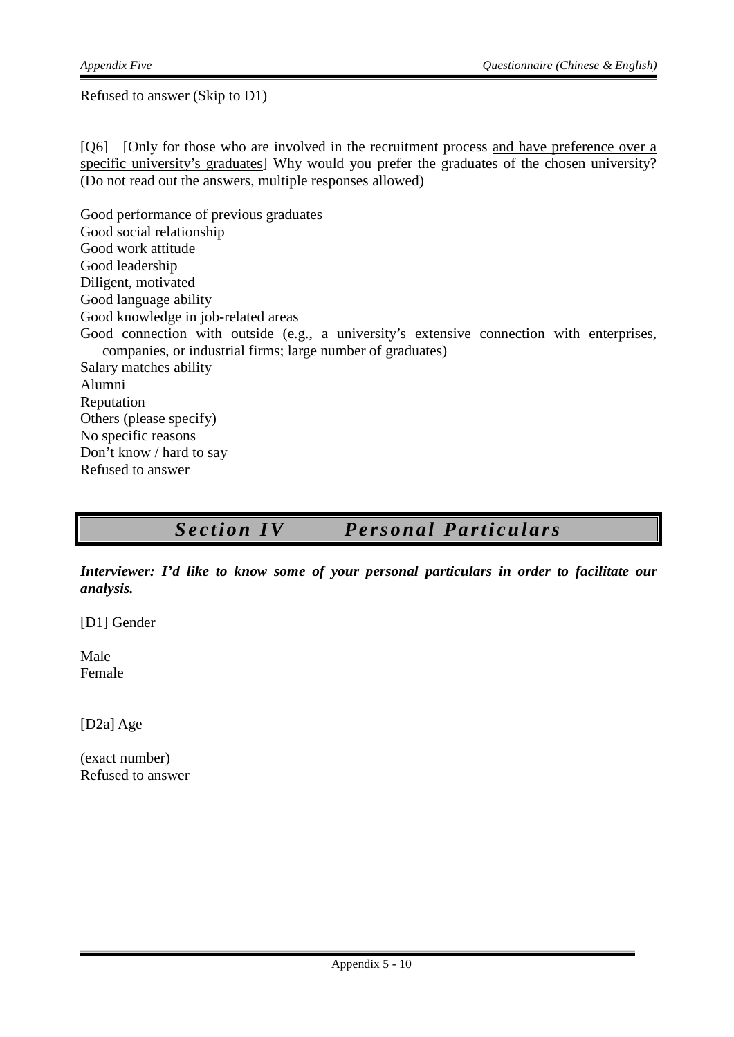Refused to answer (Skip to D1)

[Q6] [Only for those who are involved in the recruitment process <u>and have preference over a specific university's graduates</u>] Why would you prefer the graduates of the chosen university? (Do not read out the answers, multiple responses allowed)

Good performance of previous graduates
Good social relationship
Good work attitude
Good leadership
Diligent, motivated
Good language ability
Good knowledge in job-related areas
Good connection with outside (e.g., a university's extensive connection with enterprises, companies, or industrial firms; large number of graduates)
Salary matches ability
Alumni
Reputation
Others (please specify)
No specific reasons
Don't know / hard to say
Refused to answer

## *Section IV Personal Particulars*

***Interviewer: I'd like to know some of your personal particulars in order to facilitate our analysis.***

[D1] Gender

Male
Female

[D2a] Age

(exact number)
Refused to answer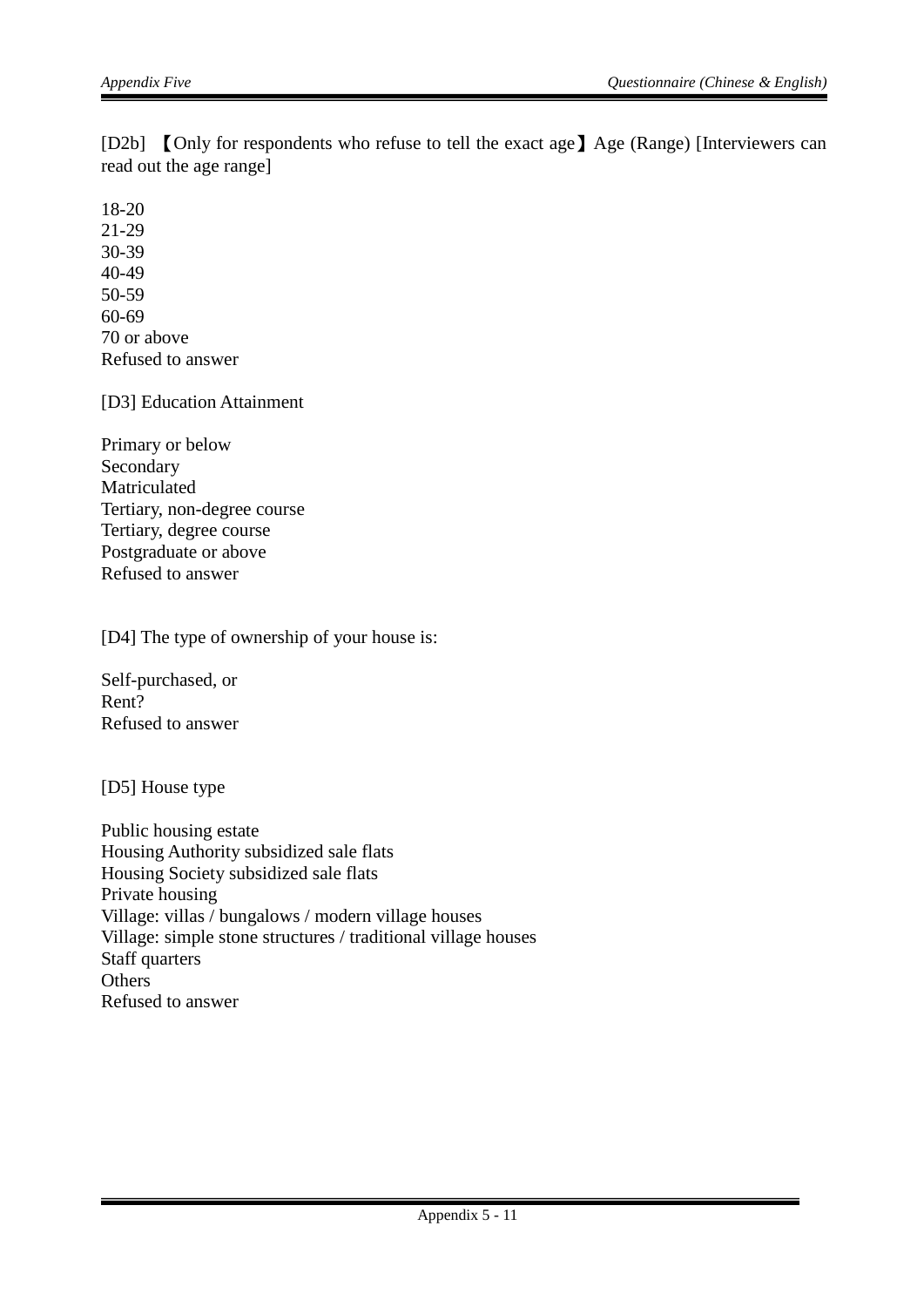[D2b] 【Only for respondents who refuse to tell the exact age】Age (Range) [Interviewers can read out the age range]

18-20
21-29
30-39
40-49
50-59
60-69
70 or above
Refused to answer

[D3] Education Attainment

Primary or below
Secondary
Matriculated
Tertiary, non-degree course
Tertiary, degree course
Postgraduate or above
Refused to answer

[D4] The type of ownership of your house is:

Self-purchased, or
Rent?
Refused to answer

[D5] House type

Public housing estate
Housing Authority subsidized sale flats
Housing Society subsidized sale flats
Private housing
Village: villas / bungalows / modern village houses
Village: simple stone structures / traditional village houses
Staff quarters
Others
Refused to answer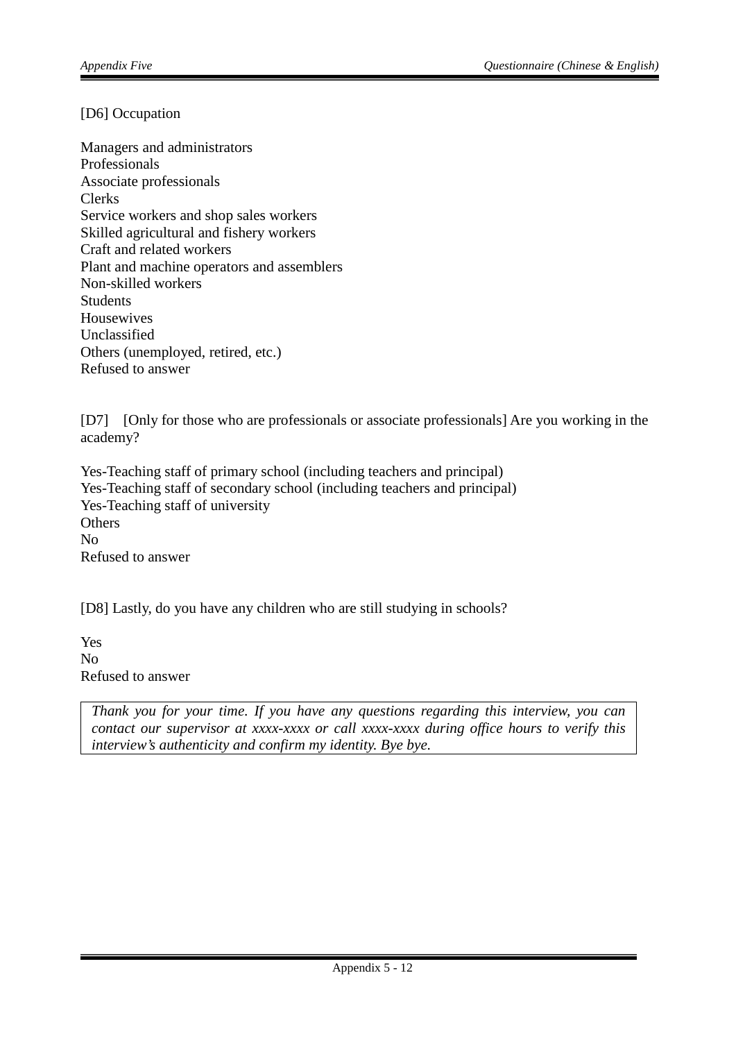[D6] Occupation

Managers and administrators
Professionals
Associate professionals
Clerks
Service workers and shop sales workers
Skilled agricultural and fishery workers
Craft and related workers
Plant and machine operators and assemblers
Non-skilled workers
Students
Housewives
Unclassified
Others (unemployed, retired, etc.)
Refused to answer

[D7] [Only for those who are professionals or associate professionals] Are you working in the academy?

Yes-Teaching staff of primary school (including teachers and principal)
Yes-Teaching staff of secondary school (including teachers and principal)
Yes-Teaching staff of university
Others
No
Refused to answer

[D8] Lastly, do you have any children who are still studying in schools?

Yes
No
Refused to answer

*Thank you for your time. If you have any questions regarding this interview, you can contact our supervisor at xxxx-xxxx or call xxxx-xxxx during office hours to verify this interview's authenticity and confirm my identity. Bye bye.*